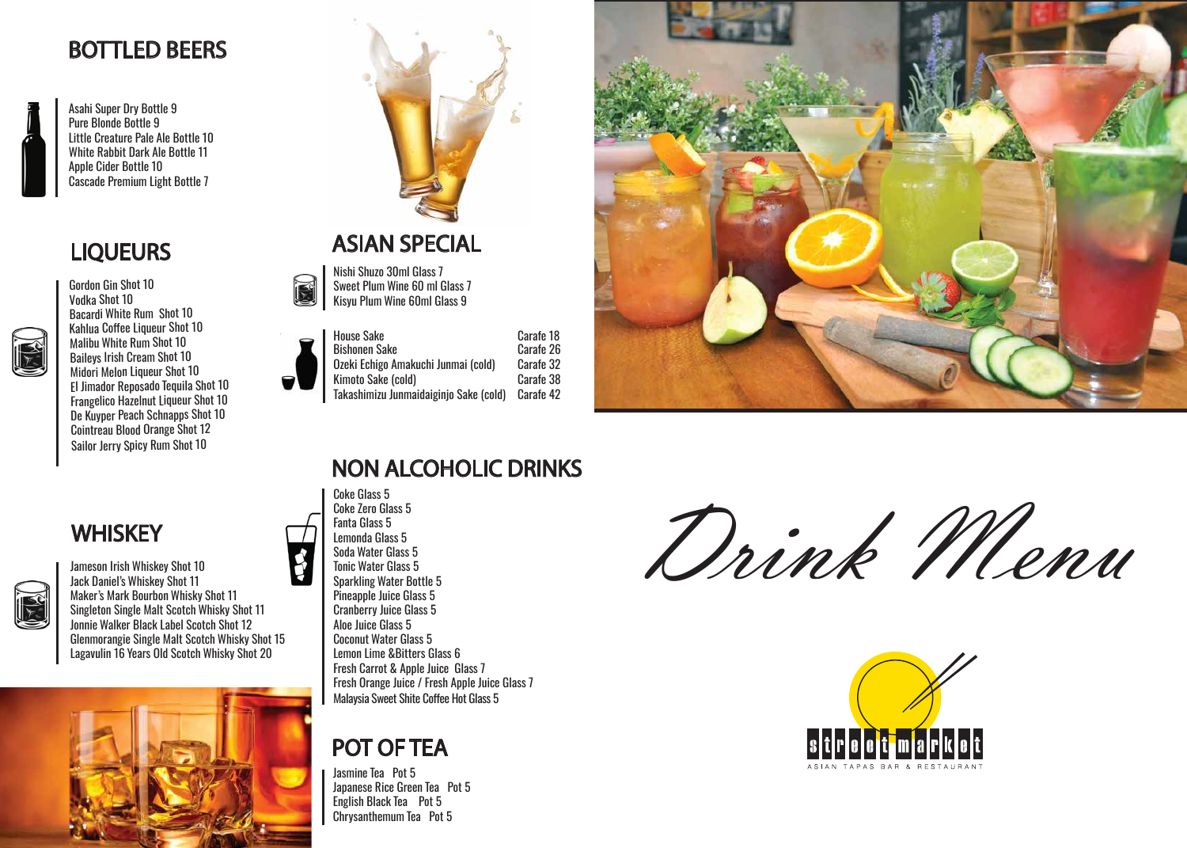# Drink Menu

street market
ASIAN TAPAS BAR & RESTAURANT

## BOTTLED BEERS

Asahi Super Dry Bottle 9
Pure Blonde Bottle 9
Little Creature Pale Ale Bottle 10
White Rabbit Dark Ale Bottle 11
Apple Cider Bottle 10
Cascade Premium Light Bottle 7

## LIQUEURS

Gordon Gin Shot 10
Vodka Shot 10
Bacardi White Rum Shot 10
Kahlua Coffee Liqueur Shot 10
Malibu White Rum Shot 10
Baileys Irish Cream Shot 10
Midori Melon Liqueur Shot 10
El Jimador Reposado Tequila Shot 10
Frangelico Hazelnut Liqueur Shot 10
De Kuyper Peach Schnapps Shot 10
Cointreau Blood Orange Shot 12
Sailor Jerry Spicy Rum Shot 10

## WHISKEY

Jameson Irish Whiskey Shot 10
Jack Daniel's Whiskey Shot 11
Maker's Mark Bourbon Whisky Shot 11
Singleton Single Malt Scotch Whisky Shot 11
Jonnie Walker Black Label Scotch Shot 12
Glenmorangie Single Malt Scotch Whisky Shot 15
Lagavulin 16 Years Old Scotch Whisky Shot 20

## ASIAN SPECIAL

Nishi Shuzo 30ml Glass 7
Sweet Plum Wine 60 ml Glass 7
Kisyu Plum Wine 60ml Glass 9

| | |
|---|---|
| House Sake | Carafe 18 |
| Bishonen Sake | Carafe 26 |
| Ozeki Echigo Amakuchi Junmai (cold) | Carafe 32 |
| Kimoto Sake (cold) | Carafe 38 |
| Takashimizu Junmaidaiginjo Sake (cold) | Carafe 42 |

## NON ALCOHOLIC DRINKS

Coke Glass 5
Coke Zero Glass 5
Fanta Glass 5
Lemonda Glass 5
Soda Water Glass 5
Tonic Water Glass 5
Sparkling Water Bottle 5
Pineapple Juice Glass 5
Cranberry Juice Glass 5
Aloe Juice Glass 5
Coconut Water Glass 5
Lemon Lime &Bitters Glass 6
Fresh Carrot & Apple Juice Glass 7
Fresh Orange Juice / Fresh Apple Juice Glass 7
Malaysia Sweet Shite Coffee Hot Glass 5

## POT OF TEA

Jasmine Tea Pot 5
Japanese Rice Green Tea Pot 5
English Black Tea Pot 5
Chrysanthemum Tea Pot 5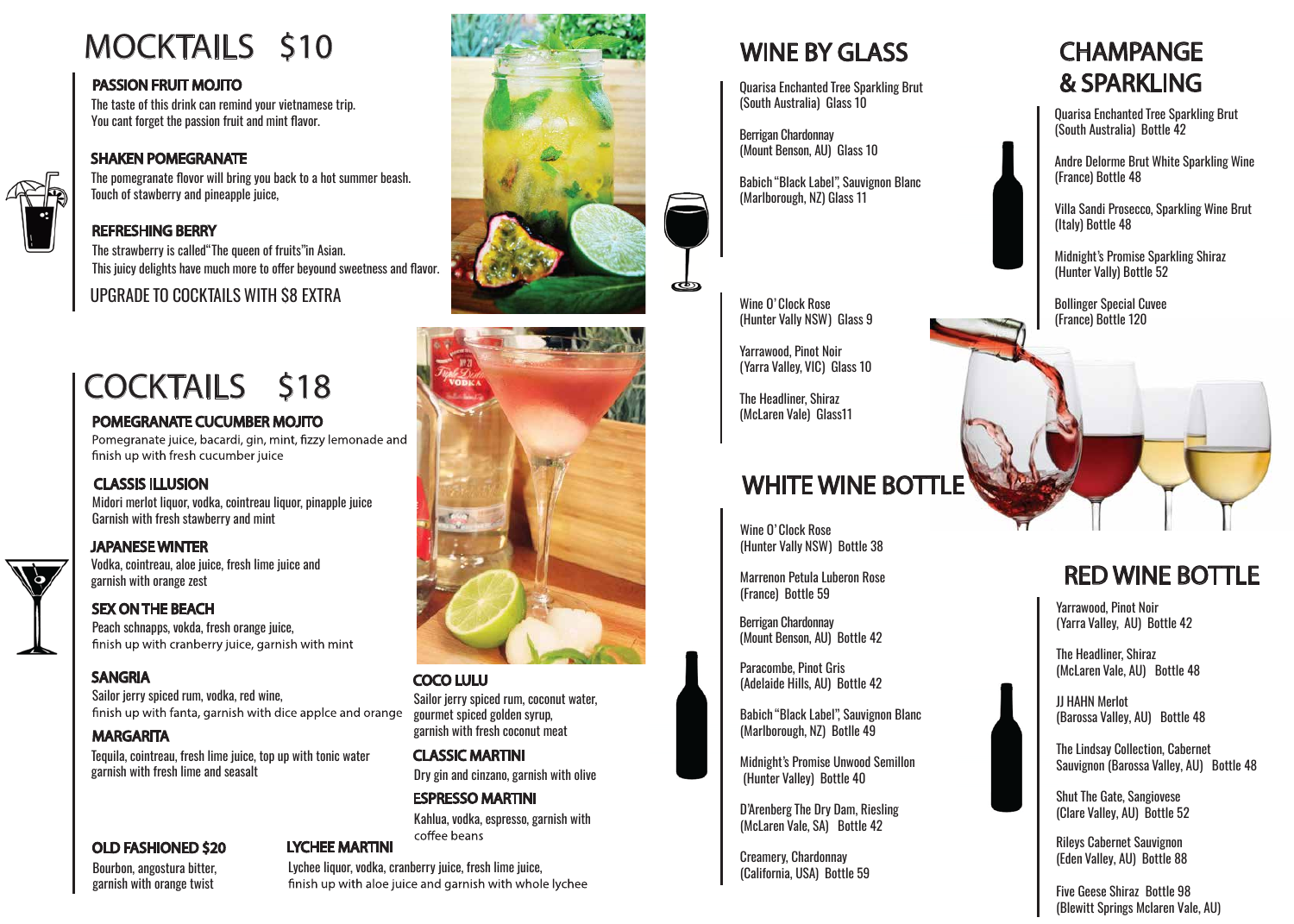# MOCKTAILS $10

### PASSION FRUIT MOJITO

The taste of this drink can remind your vietnamese trip.
You cant forget the passion fruit and mint flavor.

### SHAKEN POMEGRANATE

The pomegranate flovor will bring you back to a hot summer beash.
Touch of stawberry and pineapple juice,

### REFRESHING BERRY

The strawberry is called"The queen of fruits"in Asian.
This juicy delights have much more to offer beyound sweetness and flavor.

UPGRADE TO COCKTAILS WITH $8 EXTRA

# COCKTAILS $18

### POMEGRANATE CUCUMBER MOJITO

Pomegranate juice, bacardi, gin, mint, fizzy lemonade and finish up with fresh cucumber juice

### CLASSIS ILLUSION

Midori merlot liquor, vodka, cointreau liquor, pinapple juice
Garnish with fresh stawberry and mint

### JAPANESE WINTER

Vodka, cointreau, aloe juice, fresh lime juice and garnish with orange zest

### SEX ON THE BEACH

Peach schnapps, vokda, fresh orange juice,
finish up with cranberry juice, garnish with mint

### SANGRIA

Sailor jerry spiced rum, vodka, red wine,
finish up with fanta, garnish with dice applce and orange

### MARGARITA

Tequila, cointreau, fresh lime juice, top up with tonic water
garnish with fresh lime and seasalt

### COCO LULU

Sailor jerry spiced rum, coconut water,
gourmet spiced golden syrup,
garnish with fresh coconut meat

### CLASSIC MARTINI

Dry gin and cinzano, garnish with olive

### ESPRESSO MARTINI

Kahlua, vodka, espresso, garnish with coffee beans

### OLD FASHIONED $20

Bourbon, angostura bitter,
garnish with orange twist

### LYCHEE MARTINI

Lychee liquor, vodka, cranberry juice, fresh lime juice,
finish up with aloe juice and garnish with whole lychee

# WINE BY GLASS

Quarisa Enchanted Tree Sparkling Brut
(South Australia) Glass 10

Berrigan Chardonnay
(Mount Benson, AU) Glass 10

Babich "Black Label", Sauvignon Blanc
(Marlborough, NZ) Glass 11

Wine O' Clock Rose
(Hunter Vally NSW) Glass 9

Yarrawood, Pinot Noir
(Yarra Valley, VIC) Glass 10

The Headliner, Shiraz
(McLaren Vale) Glass11

# WHITE WINE BOTTLE

Wine O' Clock Rose
(Hunter Vally NSW) Bottle 38

Marrenon Petula Luberon Rose
(France) Bottle 59

Berrigan Chardonnay
(Mount Benson, AU) Bottle 42

Paracombe, Pinot Gris
(Adelaide Hills, AU) Bottle 42

Babich "Black Label", Sauvignon Blanc
(Marlborough, NZ) Bottle 49

Midnight's Promise Unwood Semillon
(Hunter Valley) Bottle 40

D'Arenberg The Dry Dam, Riesling
(McLaren Vale, SA) Bottle 42

Creamery, Chardonnay
(California, USA) Bottle 59

# CHAMPANGE & SPARKLING

Quarisa Enchanted Tree Sparkling Brut
(South Australia) Bottle 42

Andre Delorme Brut White Sparkling Wine
(France) Bottle 48

Villa Sandi Prosecco, Sparkling Wine Brut
(Italy) Bottle 48

Midnight's Promise Sparkling Shiraz
(Hunter Vally) Bottle 52

Bollinger Special Cuvee
(France) Bottle 120

# RED WINE BOTTLE

Yarrawood, Pinot Noir
(Yarra Valley, AU) Bottle 42

The Headliner, Shiraz
(McLaren Vale, AU) Bottle 48

JJ HAHN Merlot
(Barossa Valley, AU) Bottle 48

The Lindsay Collection, Cabernet
Sauvignon (Barossa Valley, AU) Bottle 48

Shut The Gate, Sangiovese
(Clare Valley, AU) Bottle 52

Rileys Cabernet Sauvignon
(Eden Valley, AU) Bottle 88

Five Geese Shiraz Bottle 98
(Blewitt Springs Mclaren Vale, AU)